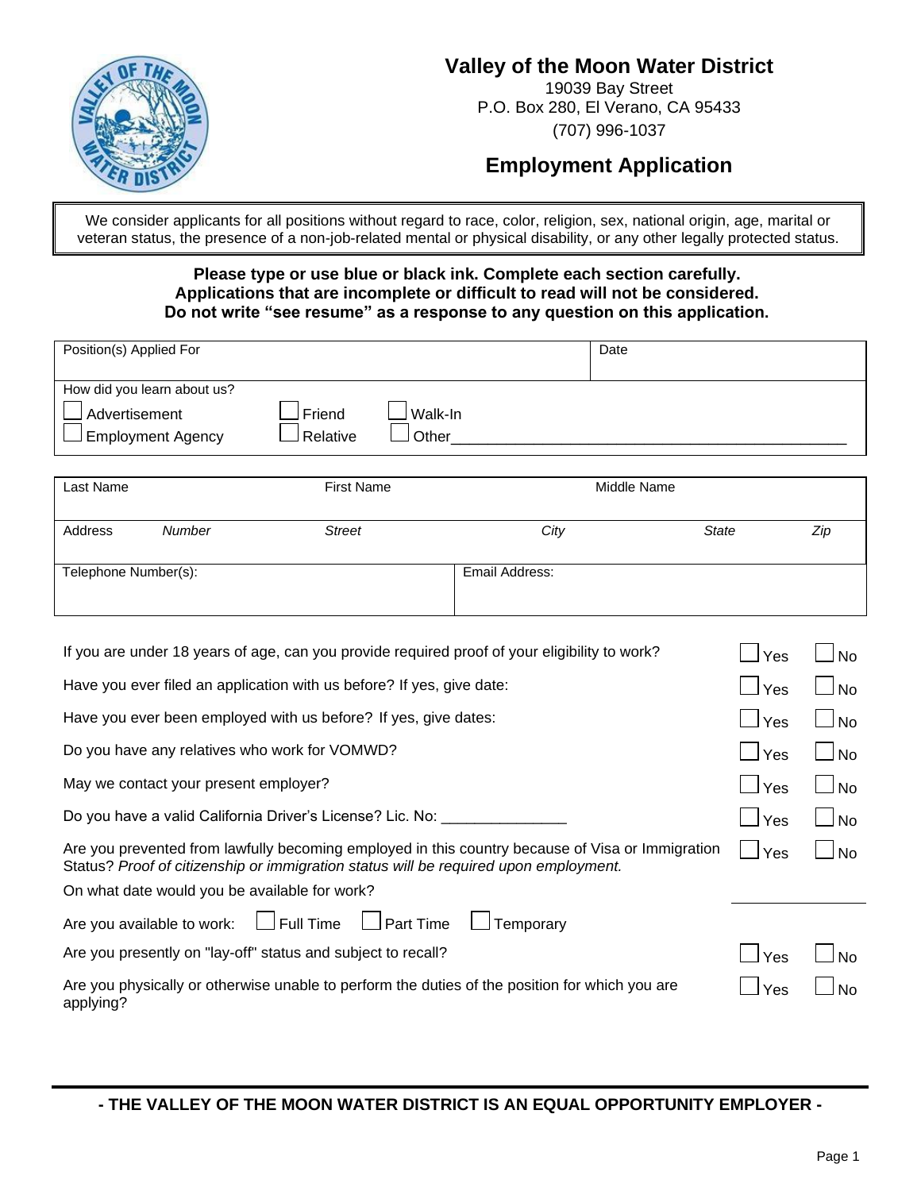# Valley of the Moon Water District

19039 Bay Street
P.O. Box 280, El Verano, CA 95433
(707) 996-1037

## Employment Application

We consider applicants for all positions without regard to race, color, religion, sex, national origin, age, marital or veteran status, the presence of a non-job-related mental or physical disability, or any other legally protected status.

**Please type or use blue or black ink. Complete each section carefully.**
**Applications that are incomplete or difficult to read will not be considered.**
**Do not write "see resume" as a response to any question on this application.**

| Position(s) Applied For | Date |
|---|---|
| | |

How did you learn about us?

☐ Advertisement ☐ Friend ☐ Walk-In
☐ Employment Agency ☐ Relative ☐ Other____________________________________________

| Last Name | First Name | Middle Name | | | |
|---|---|---|---|---|---|
| Address | *Number* | *Street* | *City* | *State* | *Zip* |
| Telephone Number(s): | | | Email Address: | | |

| Question | | |
|---|---|---|
| If you are under 18 years of age, can you provide required proof of your eligibility to work? | ☐ Yes | ☐ No |
| Have you ever filed an application with us before? If yes, give date: | ☐ Yes | ☐ No |
| Have you ever been employed with us before? If yes, give dates: | ☐ Yes | ☐ No |
| Do you have any relatives who work for VOMWD? | ☐ Yes | ☐ No |
| May we contact your present employer? | ☐ Yes | ☐ No |
| Do you have a valid California Driver's License? Lic. No: _______________ | ☐ Yes | ☐ No |
| Are you prevented from lawfully becoming employed in this country because of Visa or Immigration Status? *Proof of citizenship or immigration status will be required upon employment.* | ☐ Yes | ☐ No |
| On what date would you be available for work? | ____________ | |
| Are you available to work: ☐ Full Time ☐ Part Time ☐ Temporary | | |
| Are you presently on "lay-off" status and subject to recall? | ☐ Yes | ☐ No |
| Are you physically or otherwise unable to perform the duties of the position for which you are applying? | ☐ Yes | ☐ No |

**- THE VALLEY OF THE MOON WATER DISTRICT IS AN EQUAL OPPORTUNITY EMPLOYER -**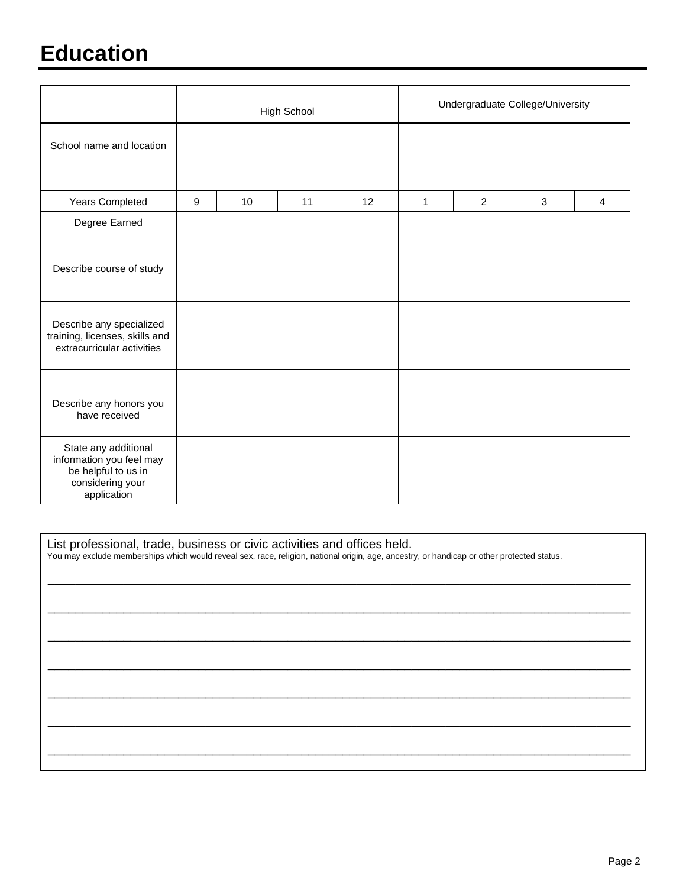# Education

| | High School | | | | Undergraduate College/University | | | |
|---|---|---|---|---|---|---|---|---|
| School name and location | | | | | | | | |
| Years Completed | 9 | 10 | 11 | 12 | 1 | 2 | 3 | 4 |
| Degree Earned | | | | | | | | |
| Describe course of study | | | | | | | | |
| Describe any specialized training, licenses, skills and extracurricular activities | | | | | | | | |
| Describe any honors you have received | | | | | | | | |
| State any additional information you feel may be helpful to us in considering your application | | | | | | | | |

List professional, trade, business or civic activities and offices held.
You may exclude memberships which would reveal sex, race, religion, national origin, age, ancestry, or handicap or other protected status.

___________________________________________________________________________

___________________________________________________________________________

___________________________________________________________________________

___________________________________________________________________________

___________________________________________________________________________

___________________________________________________________________________

___________________________________________________________________________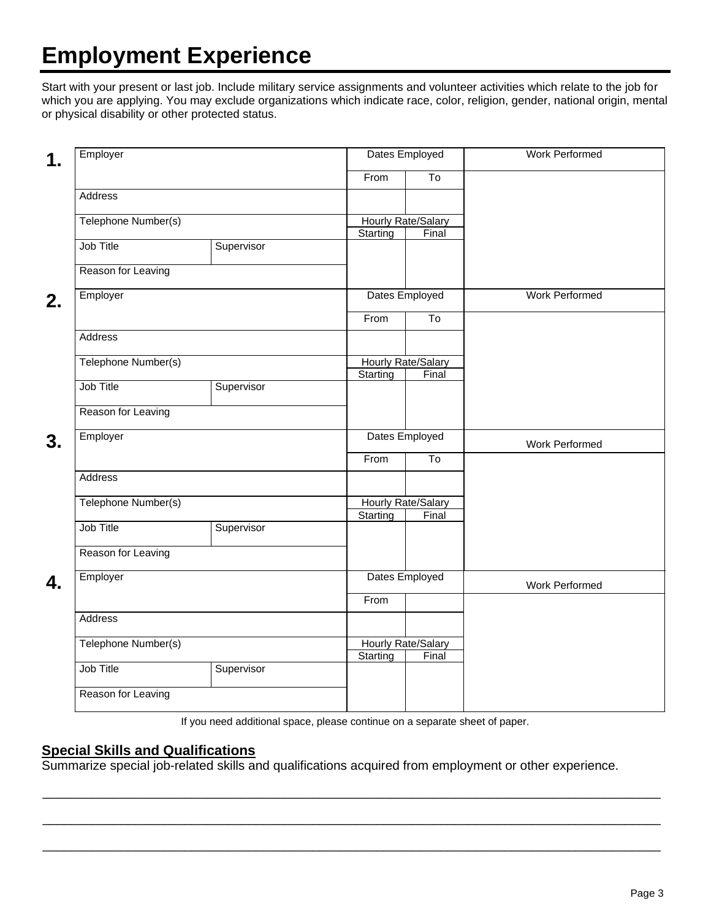# Employment Experience

Start with your present or last job. Include military service assignments and volunteer activities which relate to the job for which you are applying. You may exclude organizations which indicate race, color, religion, gender, national origin, mental or physical disability or other protected status.

**1.**

| Employer | | Dates Employed | | Work Performed |
|---|---|---|---|---|
| | | From | To | |
| Address | | | | |
| Telephone Number(s) | | Hourly Rate/Salary | | |
| | | Starting | Final | |
| Job Title | Supervisor | | | |
| Reason for Leaving | | | | |

**2.**

| Employer | | Dates Employed | | Work Performed |
|---|---|---|---|---|
| | | From | To | |
| Address | | | | |
| Telephone Number(s) | | Hourly Rate/Salary | | |
| | | Starting | Final | |
| Job Title | Supervisor | | | |
| Reason for Leaving | | | | |

**3.**

| Employer | | Dates Employed | | Work Performed |
|---|---|---|---|---|
| | | From | To | |
| Address | | | | |
| Telephone Number(s) | | Hourly Rate/Salary | | |
| | | Starting | Final | |
| Job Title | Supervisor | | | |
| Reason for Leaving | | | | |

**4.**

| Employer | | Dates Employed | | Work Performed |
|---|---|---|---|---|
| | | From | | |
| Address | | | | |
| Telephone Number(s) | | Hourly Rate/Salary | | |
| | | Starting | Final | |
| Job Title | Supervisor | | | |
| Reason for Leaving | | | | |

If you need additional space, please continue on a separate sheet of paper.

**Special Skills and Qualifications**

Summarize special job-related skills and qualifications acquired from employment or other experience.

\_\_\_\_\_\_\_\_\_\_\_\_\_\_\_\_\_\_\_\_\_\_\_\_\_\_\_\_\_\_\_\_\_\_\_\_\_\_\_\_\_\_\_\_\_\_\_\_\_\_\_\_\_\_\_\_\_\_\_\_\_\_\_\_\_\_\_\_\_\_\_\_

\_\_\_\_\_\_\_\_\_\_\_\_\_\_\_\_\_\_\_\_\_\_\_\_\_\_\_\_\_\_\_\_\_\_\_\_\_\_\_\_\_\_\_\_\_\_\_\_\_\_\_\_\_\_\_\_\_\_\_\_\_\_\_\_\_\_\_\_\_\_\_\_

\_\_\_\_\_\_\_\_\_\_\_\_\_\_\_\_\_\_\_\_\_\_\_\_\_\_\_\_\_\_\_\_\_\_\_\_\_\_\_\_\_\_\_\_\_\_\_\_\_\_\_\_\_\_\_\_\_\_\_\_\_\_\_\_\_\_\_\_\_\_\_\_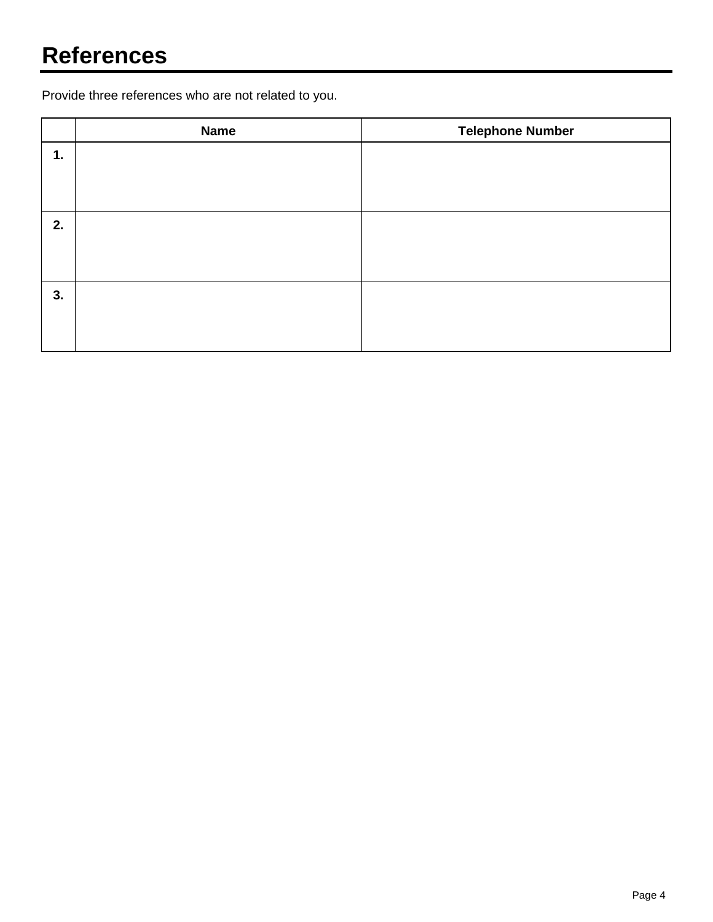# References

Provide three references who are not related to you.

| | Name | Telephone Number |
|---|---|---|
| **1.** | | |
| **2.** | | |
| **3.** | | |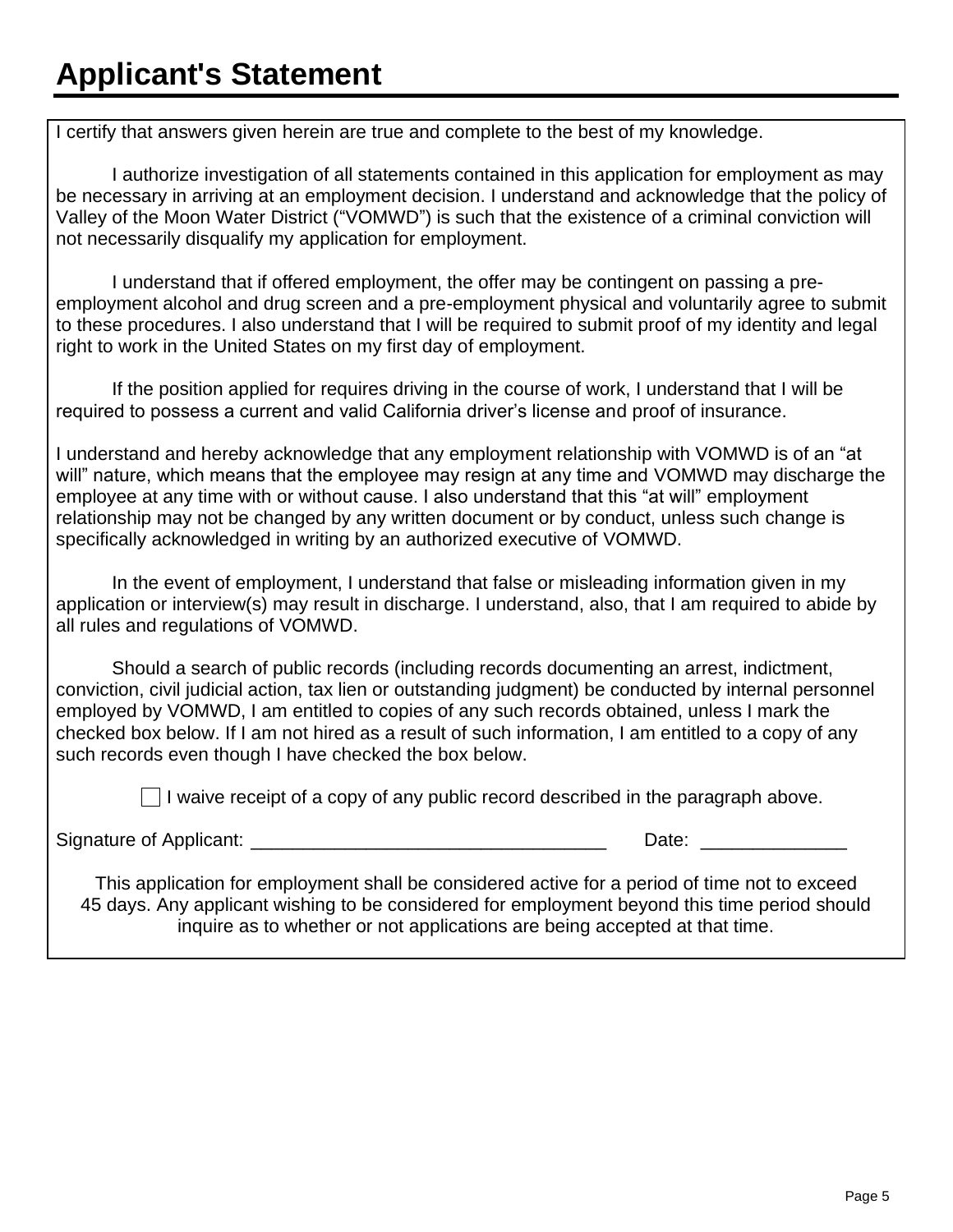# Applicant's Statement

I certify that answers given herein are true and complete to the best of my knowledge.

I authorize investigation of all statements contained in this application for employment as may be necessary in arriving at an employment decision. I understand and acknowledge that the policy of Valley of the Moon Water District ("VOMWD") is such that the existence of a criminal conviction will not necessarily disqualify my application for employment.

I understand that if offered employment, the offer may be contingent on passing a pre-employment alcohol and drug screen and a pre-employment physical and voluntarily agree to submit to these procedures. I also understand that I will be required to submit proof of my identity and legal right to work in the United States on my first day of employment.

If the position applied for requires driving in the course of work, I understand that I will be required to possess a current and valid California driver's license and proof of insurance.

I understand and hereby acknowledge that any employment relationship with VOMWD is of an "at will" nature, which means that the employee may resign at any time and VOMWD may discharge the employee at any time with or without cause. I also understand that this "at will" employment relationship may not be changed by any written document or by conduct, unless such change is specifically acknowledged in writing by an authorized executive of VOMWD.

In the event of employment, I understand that false or misleading information given in my application or interview(s) may result in discharge. I understand, also, that I am required to abide by all rules and regulations of VOMWD.

Should a search of public records (including records documenting an arrest, indictment, conviction, civil judicial action, tax lien or outstanding judgment) be conducted by internal personnel employed by VOMWD, I am entitled to copies of any such records obtained, unless I mark the checked box below. If I am not hired as a result of such information, I am entitled to a copy of any such records even though I have checked the box below.

☐ I waive receipt of a copy of any public record described in the paragraph above.

Signature of Applicant: ___________________________________ Date: ______________

This application for employment shall be considered active for a period of time not to exceed 45 days. Any applicant wishing to be considered for employment beyond this time period should inquire as to whether or not applications are being accepted at that time.